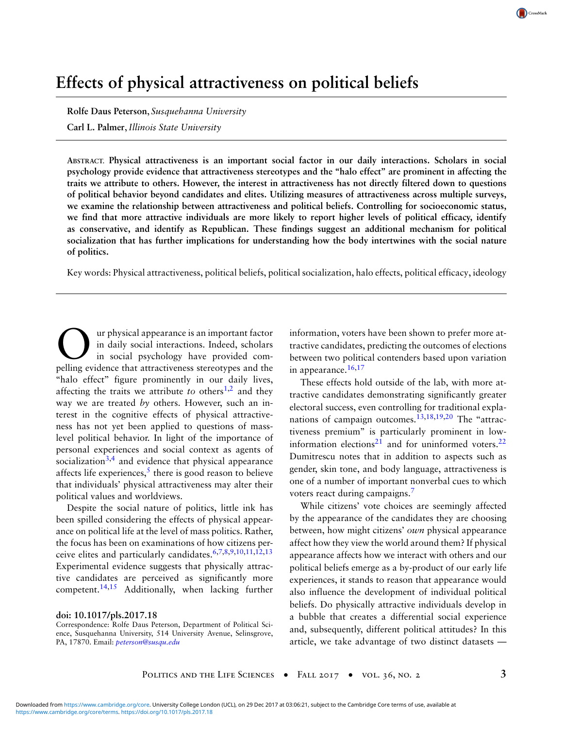# Effects of physical attractiveness on political beliefs

**Rolfe Daus Peterson**, *Susquehanna University*

**Carl L. Palmer**, *Illinois State University*

ABSTRACT. **Physical attractiveness is an important social factor in our daily interactions. Scholars in social psychology provide evidence that attractiveness stereotypes and the "halo effect" are prominent in affecting the traits we attribute to others. However, the interest in attractiveness has not directly filtered down to questions of political behavior beyond candidates and elites. Utilizing measures of attractiveness across multiple surveys, we examine the relationship between attractiveness and political beliefs. Controlling for socioeconomic status, we find that more attractive individuals are more likely to report higher levels of political efficacy, identify as conservative, and identify as Republican. These findings suggest an additional mechanism for political socialization that has further implications for understanding how the body intertwines with the social nature of politics.**

Key words: Physical attractiveness, political beliefs, political socialization, halo effects, political efficacy, ideology

Our physical appearance is an important factor in daily social interactions. Indeed, scholars in social psychology have provided compelling evidence that attractiveness stereotypes and the "halo effect" figure prominently in our daily lives, affecting the traits we attribute *to* others[1,2] and they way we are treated *by* others. However, such an interest in the cognitive effects of physical attractiveness has not yet been applied to questions of mass-level political behavior. In light of the importance of personal experiences and social context as agents of socialization[3,4] and evidence that physical appearance affects life experiences,[5] there is good reason to believe that individuals' physical attractiveness may alter their political values and worldviews.

Despite the social nature of politics, little ink has been spilled considering the effects of physical appearance on political life at the level of mass politics. Rather, the focus has been on examinations of how citizens perceive elites and particularly candidates.[6,7,8,9,10,11,12,13] Experimental evidence suggests that physically attractive candidates are perceived as significantly more competent.[14,15] Additionally, when lacking further information, voters have been shown to prefer more attractive candidates, predicting the outcomes of elections between two political contenders based upon variation in appearance.[16,17]

These effects hold outside of the lab, with more attractive candidates demonstrating significantly greater electoral success, even controlling for traditional explanations of campaign outcomes.[13,18,19,20] The "attractiveness premium" is particularly prominent in low-information elections[21] and for uninformed voters.[22] Dumitrescu notes that in addition to aspects such as gender, skin tone, and body language, attractiveness is one of a number of important nonverbal cues to which voters react during campaigns.[7]

While citizens' vote choices are seemingly affected by the appearance of the candidates they are choosing between, how might citizens' *own* physical appearance affect how they view the world around them? If physical appearance affects how we interact with others and our political beliefs emerge as a by-product of our early life experiences, it stands to reason that appearance would also influence the development of individual political beliefs. Do physically attractive individuals develop in a bubble that creates a differential social experience and, subsequently, different political attitudes? In this article, we take advantage of two distinct datasets —

**doi: 10.1017/pls.2017.18**

Correspondence: Rolfe Daus Peterson, Department of Political Science, Susquehanna University, 514 University Avenue, Selinsgrove, PA, 17870. Email: *peterson@susqu.edu*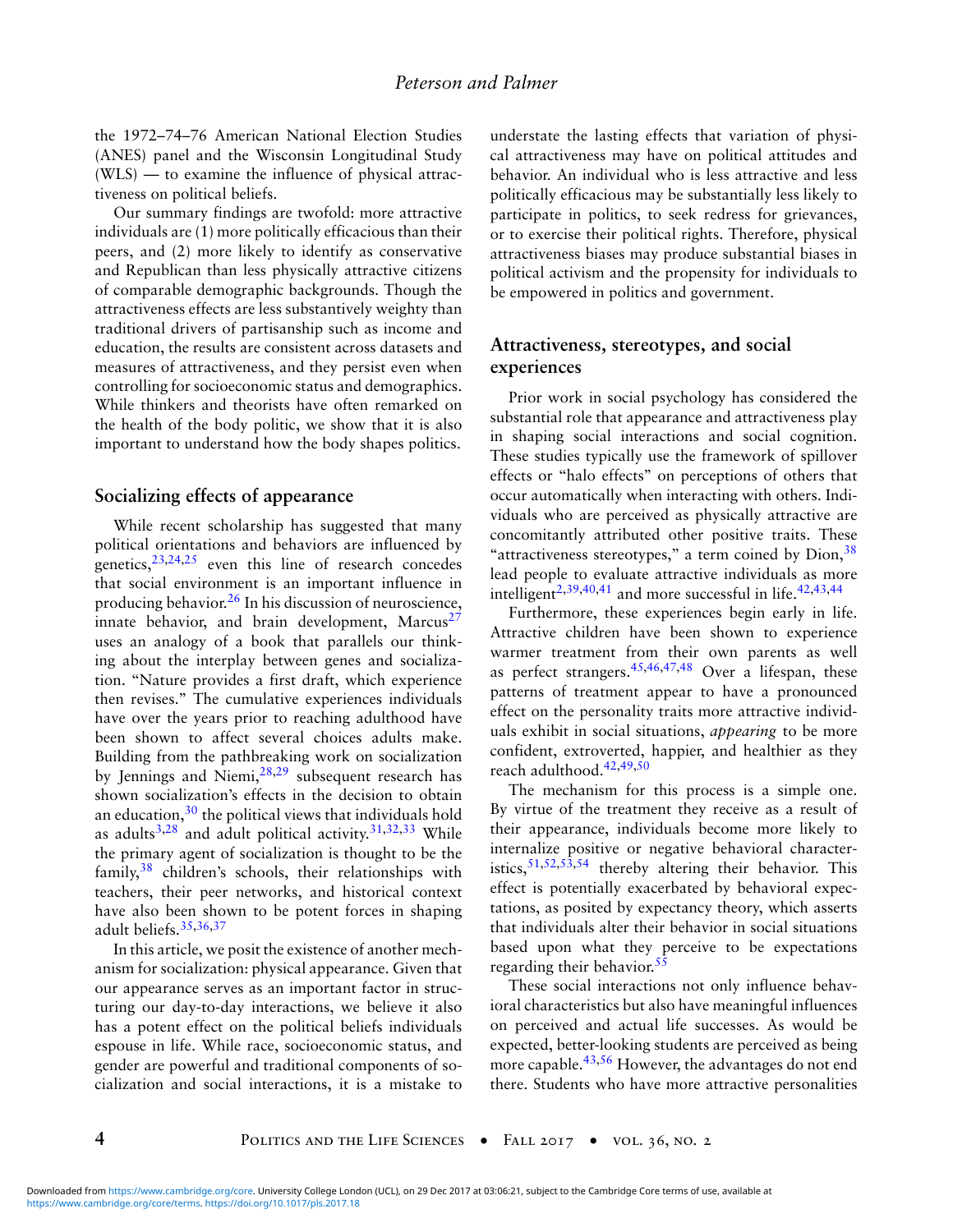the 1972–74–76 American National Election Studies (ANES) panel and the Wisconsin Longitudinal Study (WLS) — to examine the influence of physical attractiveness on political beliefs.

Our summary findings are twofold: more attractive individuals are (1) more politically efficacious than their peers, and (2) more likely to identify as conservative and Republican than less physically attractive citizens of comparable demographic backgrounds. Though the attractiveness effects are less substantively weighty than traditional drivers of partisanship such as income and education, the results are consistent across datasets and measures of attractiveness, and they persist even when controlling for socioeconomic status and demographics. While thinkers and theorists have often remarked on the health of the body politic, we show that it is also important to understand how the body shapes politics.

## Socializing effects of appearance

While recent scholarship has suggested that many political orientations and behaviors are influenced by genetics,[23,24,25] even this line of research concedes that social environment is an important influence in producing behavior.[26] In his discussion of neuroscience, innate behavior, and brain development, Marcus[27] uses an analogy of a book that parallels our thinking about the interplay between genes and socialization. "Nature provides a first draft, which experience then revises." The cumulative experiences individuals have over the years prior to reaching adulthood have been shown to affect several choices adults make. Building from the pathbreaking work on socialization by Jennings and Niemi,[28,29] subsequent research has shown socialization's effects in the decision to obtain an education,[30] the political views that individuals hold as adults[3,28] and adult political activity.[31,32,33] While the primary agent of socialization is thought to be the family,[38] children's schools, their relationships with teachers, their peer networks, and historical context have also been shown to be potent forces in shaping adult beliefs.[35,36,37]

In this article, we posit the existence of another mechanism for socialization: physical appearance. Given that our appearance serves as an important factor in structuring our day-to-day interactions, we believe it also has a potent effect on the political beliefs individuals espouse in life. While race, socioeconomic status, and gender are powerful and traditional components of socialization and social interactions, it is a mistake to understate the lasting effects that variation of physical attractiveness may have on political attitudes and behavior. An individual who is less attractive and less politically efficacious may be substantially less likely to participate in politics, to seek redress for grievances, or to exercise their political rights. Therefore, physical attractiveness biases may produce substantial biases in political activism and the propensity for individuals to be empowered in politics and government.

## Attractiveness, stereotypes, and social experiences

Prior work in social psychology has considered the substantial role that appearance and attractiveness play in shaping social interactions and social cognition. These studies typically use the framework of spillover effects or "halo effects" on perceptions of others that occur automatically when interacting with others. Individuals who are perceived as physically attractive are concomitantly attributed other positive traits. These "attractiveness stereotypes," a term coined by Dion,[38] lead people to evaluate attractive individuals as more intelligent[2,39,40,41] and more successful in life.[42,43,44]

Furthermore, these experiences begin early in life. Attractive children have been shown to experience warmer treatment from their own parents as well as perfect strangers.[45,46,47,48] Over a lifespan, these patterns of treatment appear to have a pronounced effect on the personality traits more attractive individuals exhibit in social situations, *appearing* to be more confident, extroverted, happier, and healthier as they reach adulthood.[42,49,50]

The mechanism for this process is a simple one. By virtue of the treatment they receive as a result of their appearance, individuals become more likely to internalize positive or negative behavioral characteristics,[51,52,53,54] thereby altering their behavior. This effect is potentially exacerbated by behavioral expectations, as posited by expectancy theory, which asserts that individuals alter their behavior in social situations based upon what they perceive to be expectations regarding their behavior.[55]

These social interactions not only influence behavioral characteristics but also have meaningful influences on perceived and actual life successes. As would be expected, better-looking students are perceived as being more capable.[43,56] However, the advantages do not end there. Students who have more attractive personalities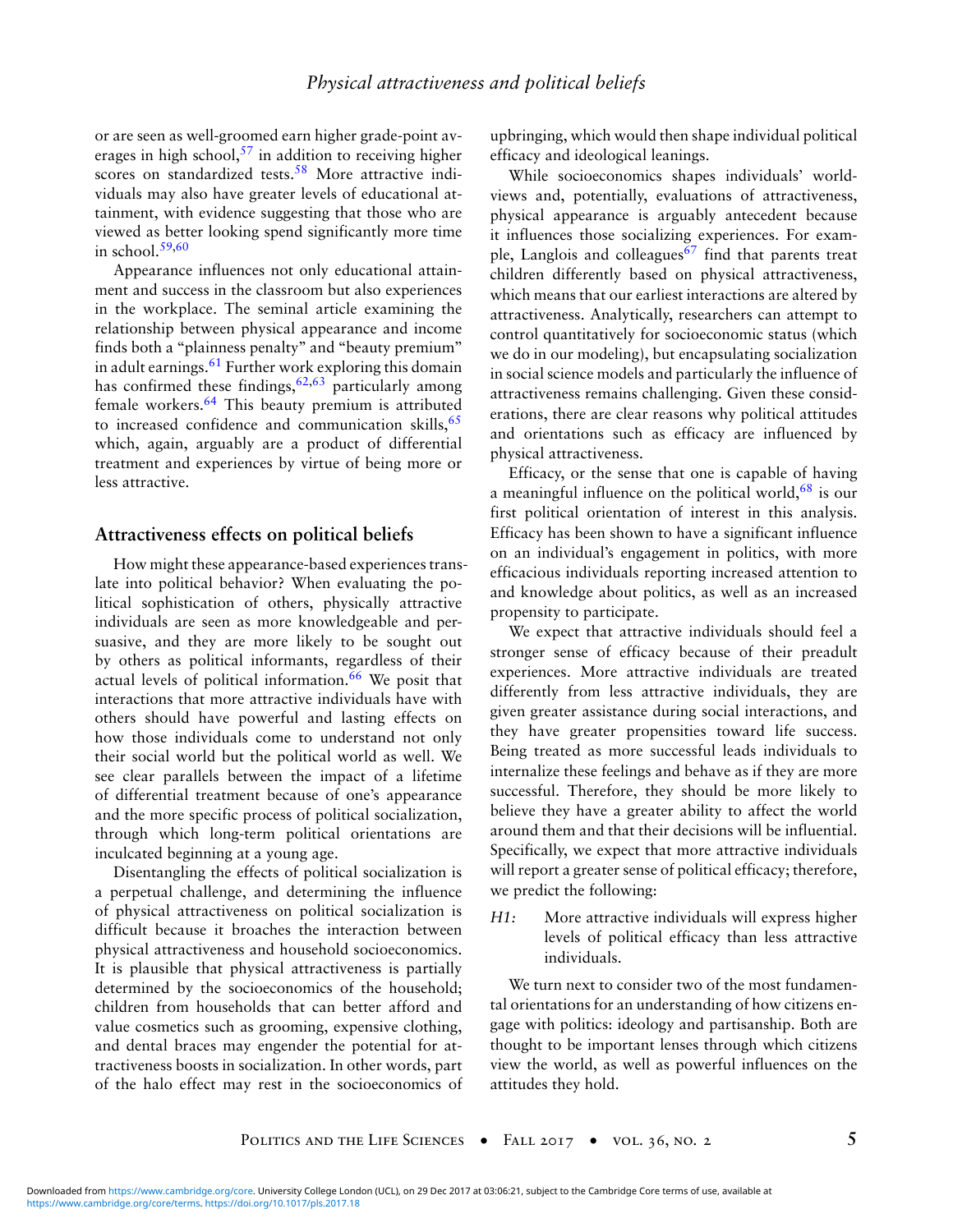or are seen as well-groomed earn higher grade-point averages in high school,[57] in addition to receiving higher scores on standardized tests.[58] More attractive individuals may also have greater levels of educational attainment, with evidence suggesting that those who are viewed as better looking spend significantly more time in school.[59,60]

Appearance influences not only educational attainment and success in the classroom but also experiences in the workplace. The seminal article examining the relationship between physical appearance and income finds both a "plainness penalty" and "beauty premium" in adult earnings.[61] Further work exploring this domain has confirmed these findings,[62,63] particularly among female workers.[64] This beauty premium is attributed to increased confidence and communication skills,[65] which, again, arguably are a product of differential treatment and experiences by virtue of being more or less attractive.

## Attractiveness effects on political beliefs

How might these appearance-based experiences translate into political behavior? When evaluating the political sophistication of others, physically attractive individuals are seen as more knowledgeable and persuasive, and they are more likely to be sought out by others as political informants, regardless of their actual levels of political information.[66] We posit that interactions that more attractive individuals have with others should have powerful and lasting effects on how those individuals come to understand not only their social world but the political world as well. We see clear parallels between the impact of a lifetime of differential treatment because of one's appearance and the more specific process of political socialization, through which long-term political orientations are inculcated beginning at a young age.

Disentangling the effects of political socialization is a perpetual challenge, and determining the influence of physical attractiveness on political socialization is difficult because it broaches the interaction between physical attractiveness and household socioeconomics. It is plausible that physical attractiveness is partially determined by the socioeconomics of the household; children from households that can better afford and value cosmetics such as grooming, expensive clothing, and dental braces may engender the potential for attractiveness boosts in socialization. In other words, part of the halo effect may rest in the socioeconomics of upbringing, which would then shape individual political efficacy and ideological leanings.

While socioeconomics shapes individuals' worldviews and, potentially, evaluations of attractiveness, physical appearance is arguably antecedent because it influences those socializing experiences. For example, Langlois and colleagues[67] find that parents treat children differently based on physical attractiveness, which means that our earliest interactions are altered by attractiveness. Analytically, researchers can attempt to control quantitatively for socioeconomic status (which we do in our modeling), but encapsulating socialization in social science models and particularly the influence of attractiveness remains challenging. Given these considerations, there are clear reasons why political attitudes and orientations such as efficacy are influenced by physical attractiveness.

Efficacy, or the sense that one is capable of having a meaningful influence on the political world,[68] is our first political orientation of interest in this analysis. Efficacy has been shown to have a significant influence on an individual's engagement in politics, with more efficacious individuals reporting increased attention to and knowledge about politics, as well as an increased propensity to participate.

We expect that attractive individuals should feel a stronger sense of efficacy because of their preadult experiences. More attractive individuals are treated differently from less attractive individuals, they are given greater assistance during social interactions, and they have greater propensities toward life success. Being treated as more successful leads individuals to internalize these feelings and behave as if they are more successful. Therefore, they should be more likely to believe they have a greater ability to affect the world around them and that their decisions will be influential. Specifically, we expect that more attractive individuals will report a greater sense of political efficacy; therefore, we predict the following:

*H1:* More attractive individuals will express higher levels of political efficacy than less attractive individuals.

We turn next to consider two of the most fundamental orientations for an understanding of how citizens engage with politics: ideology and partisanship. Both are thought to be important lenses through which citizens view the world, as well as powerful influences on the attitudes they hold.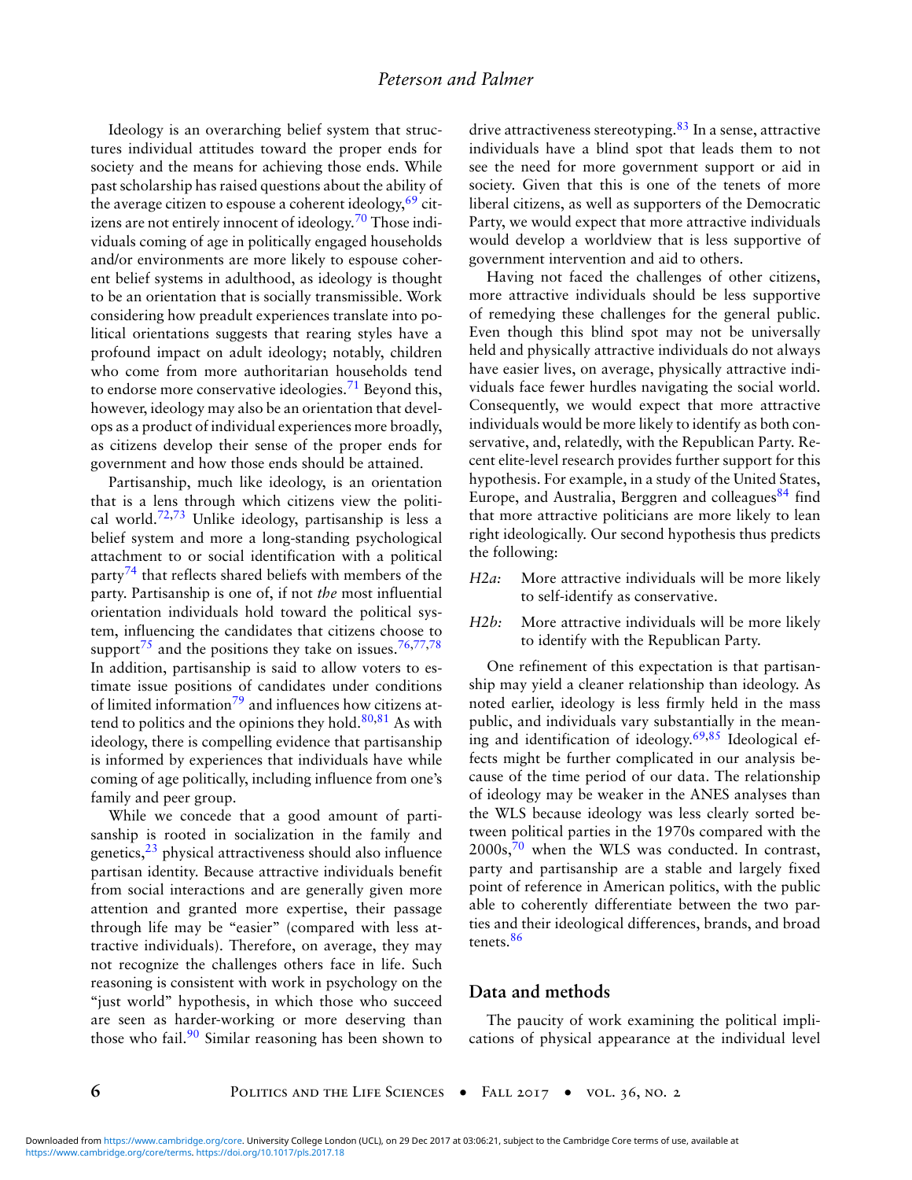Ideology is an overarching belief system that structures individual attitudes toward the proper ends for society and the means for achieving those ends. While past scholarship has raised questions about the ability of the average citizen to espouse a coherent ideology,[69] citizens are not entirely innocent of ideology.[70] Those individuals coming of age in politically engaged households and/or environments are more likely to espouse coherent belief systems in adulthood, as ideology is thought to be an orientation that is socially transmissible. Work considering how preadult experiences translate into political orientations suggests that rearing styles have a profound impact on adult ideology; notably, children who come from more authoritarian households tend to endorse more conservative ideologies.[71] Beyond this, however, ideology may also be an orientation that develops as a product of individual experiences more broadly, as citizens develop their sense of the proper ends for government and how those ends should be attained.

Partisanship, much like ideology, is an orientation that is a lens through which citizens view the political world.[72,73] Unlike ideology, partisanship is less a belief system and more a long-standing psychological attachment to or social identification with a political party[74] that reflects shared beliefs with members of the party. Partisanship is one of, if not *the* most influential orientation individuals hold toward the political system, influencing the candidates that citizens choose to support[75] and the positions they take on issues.[76,77,78] In addition, partisanship is said to allow voters to estimate issue positions of candidates under conditions of limited information[79] and influences how citizens attend to politics and the opinions they hold.[80,81] As with ideology, there is compelling evidence that partisanship is informed by experiences that individuals have while coming of age politically, including influence from one's family and peer group.

While we concede that a good amount of partisanship is rooted in socialization in the family and genetics,[23] physical attractiveness should also influence partisan identity. Because attractive individuals benefit from social interactions and are generally given more attention and granted more expertise, their passage through life may be "easier" (compared with less attractive individuals). Therefore, on average, they may not recognize the challenges others face in life. Such reasoning is consistent with work in psychology on the "just world" hypothesis, in which those who succeed are seen as harder-working or more deserving than those who fail.[90] Similar reasoning has been shown to drive attractiveness stereotyping.[83] In a sense, attractive individuals have a blind spot that leads them to not see the need for more government support or aid in society. Given that this is one of the tenets of more liberal citizens, as well as supporters of the Democratic Party, we would expect that more attractive individuals would develop a worldview that is less supportive of government intervention and aid to others.

Having not faced the challenges of other citizens, more attractive individuals should be less supportive of remedying these challenges for the general public. Even though this blind spot may not be universally held and physically attractive individuals do not always have easier lives, on average, physically attractive individuals face fewer hurdles navigating the social world. Consequently, we would expect that more attractive individuals would be more likely to identify as both conservative, and, relatedly, with the Republican Party. Recent elite-level research provides further support for this hypothesis. For example, in a study of the United States, Europe, and Australia, Berggren and colleagues[84] find that more attractive politicians are more likely to lean right ideologically. Our second hypothesis thus predicts the following:

*H2a:* More attractive individuals will be more likely to self-identify as conservative.

*H2b:* More attractive individuals will be more likely to identify with the Republican Party.

One refinement of this expectation is that partisanship may yield a cleaner relationship than ideology. As noted earlier, ideology is less firmly held in the mass public, and individuals vary substantially in the meaning and identification of ideology.[69,85] Ideological effects might be further complicated in our analysis because of the time period of our data. The relationship of ideology may be weaker in the ANES analyses than the WLS because ideology was less clearly sorted between political parties in the 1970s compared with the 2000s,[70] when the WLS was conducted. In contrast, party and partisanship are a stable and largely fixed point of reference in American politics, with the public able to coherently differentiate between the two parties and their ideological differences, brands, and broad tenets.[86]

## Data and methods

The paucity of work examining the political implications of physical appearance at the individual level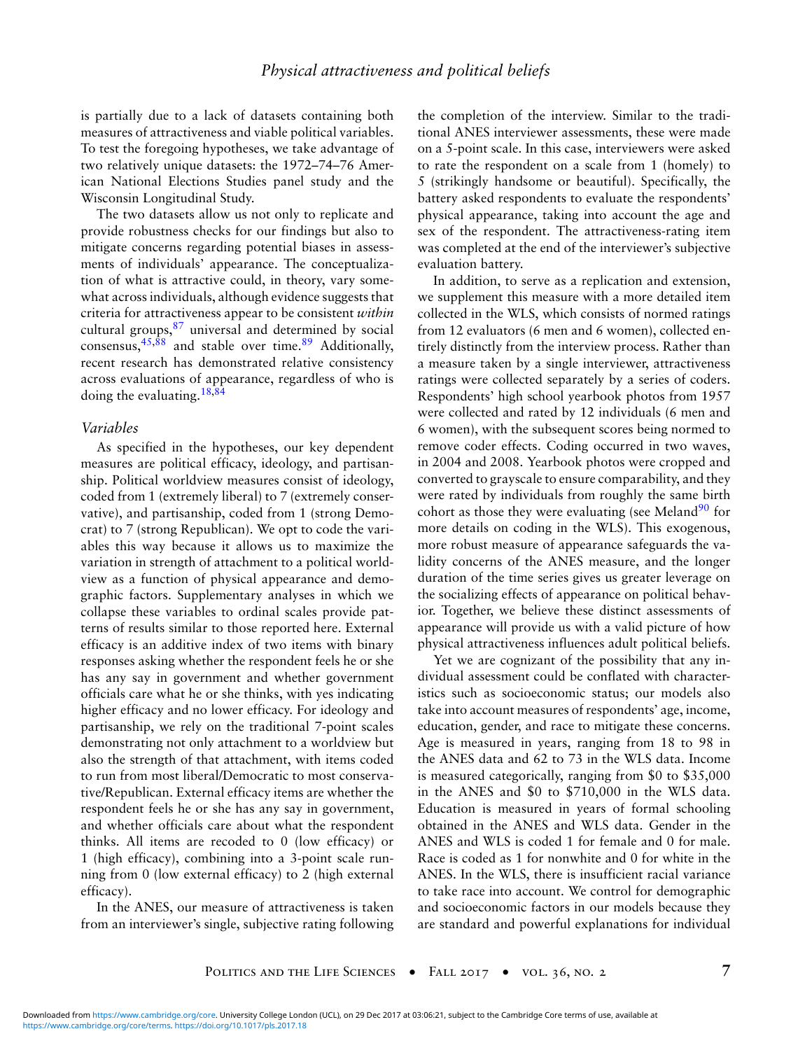is partially due to a lack of datasets containing both measures of attractiveness and viable political variables. To test the foregoing hypotheses, we take advantage of two relatively unique datasets: the 1972–74–76 American National Elections Studies panel study and the Wisconsin Longitudinal Study.

The two datasets allow us not only to replicate and provide robustness checks for our findings but also to mitigate concerns regarding potential biases in assessments of individuals' appearance. The conceptualization of what is attractive could, in theory, vary somewhat across individuals, although evidence suggests that criteria for attractiveness appear to be consistent *within* cultural groups,[87] universal and determined by social consensus,[45,88] and stable over time.[89] Additionally, recent research has demonstrated relative consistency across evaluations of appearance, regardless of who is doing the evaluating.[18,84]

### *Variables*

As specified in the hypotheses, our key dependent measures are political efficacy, ideology, and partisanship. Political worldview measures consist of ideology, coded from 1 (extremely liberal) to 7 (extremely conservative), and partisanship, coded from 1 (strong Democrat) to 7 (strong Republican). We opt to code the variables this way because it allows us to maximize the variation in strength of attachment to a political worldview as a function of physical appearance and demographic factors. Supplementary analyses in which we collapse these variables to ordinal scales provide patterns of results similar to those reported here. External efficacy is an additive index of two items with binary responses asking whether the respondent feels he or she has any say in government and whether government officials care what he or she thinks, with yes indicating higher efficacy and no lower efficacy. For ideology and partisanship, we rely on the traditional 7-point scales demonstrating not only attachment to a worldview but also the strength of that attachment, with items coded to run from most liberal/Democratic to most conservative/Republican. External efficacy items are whether the respondent feels he or she has any say in government, and whether officials care about what the respondent thinks. All items are recoded to 0 (low efficacy) or 1 (high efficacy), combining into a 3-point scale running from 0 (low external efficacy) to 2 (high external efficacy).

In the ANES, our measure of attractiveness is taken from an interviewer's single, subjective rating following the completion of the interview. Similar to the traditional ANES interviewer assessments, these were made on a 5-point scale. In this case, interviewers were asked to rate the respondent on a scale from 1 (homely) to 5 (strikingly handsome or beautiful). Specifically, the battery asked respondents to evaluate the respondents' physical appearance, taking into account the age and sex of the respondent. The attractiveness-rating item was completed at the end of the interviewer's subjective evaluation battery.

In addition, to serve as a replication and extension, we supplement this measure with a more detailed item collected in the WLS, which consists of normed ratings from 12 evaluators (6 men and 6 women), collected entirely distinctly from the interview process. Rather than a measure taken by a single interviewer, attractiveness ratings were collected separately by a series of coders. Respondents' high school yearbook photos from 1957 were collected and rated by 12 individuals (6 men and 6 women), with the subsequent scores being normed to remove coder effects. Coding occurred in two waves, in 2004 and 2008. Yearbook photos were cropped and converted to grayscale to ensure comparability, and they were rated by individuals from roughly the same birth cohort as those they were evaluating (see Meland[90] for more details on coding in the WLS). This exogenous, more robust measure of appearance safeguards the validity concerns of the ANES measure, and the longer duration of the time series gives us greater leverage on the socializing effects of appearance on political behavior. Together, we believe these distinct assessments of appearance will provide us with a valid picture of how physical attractiveness influences adult political beliefs.

Yet we are cognizant of the possibility that any individual assessment could be conflated with characteristics such as socioeconomic status; our models also take into account measures of respondents' age, income, education, gender, and race to mitigate these concerns. Age is measured in years, ranging from 18 to 98 in the ANES data and 62 to 73 in the WLS data. Income is measured categorically, ranging from \$0 to \$35,000 in the ANES and \$0 to \$710,000 in the WLS data. Education is measured in years of formal schooling obtained in the ANES and WLS data. Gender in the ANES and WLS is coded 1 for female and 0 for male. Race is coded as 1 for nonwhite and 0 for white in the ANES. In the WLS, there is insufficient racial variance to take race into account. We control for demographic and socioeconomic factors in our models because they are standard and powerful explanations for individual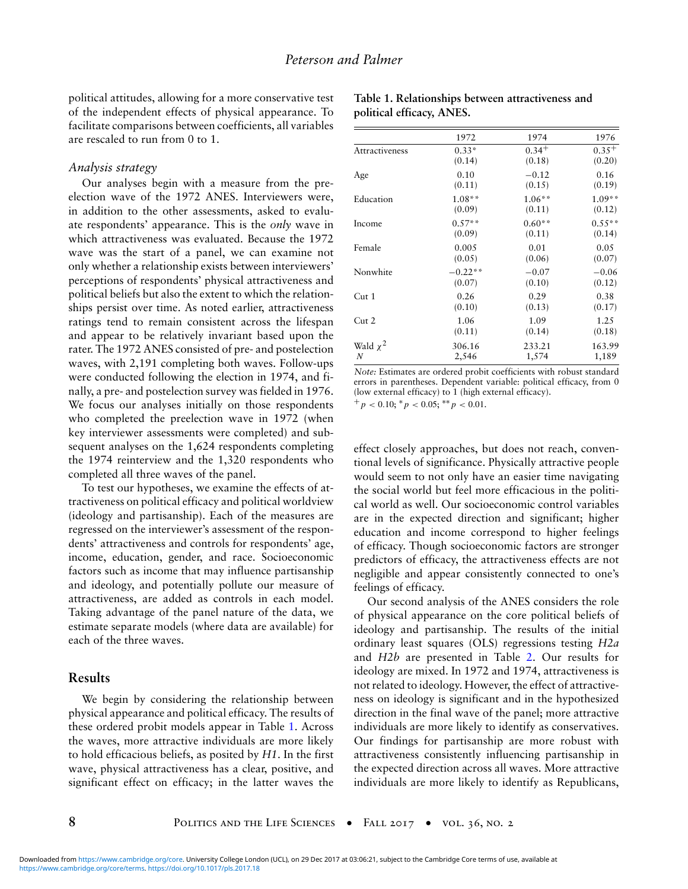political attitudes, allowing for a more conservative test of the independent effects of physical appearance. To facilitate comparisons between coefficients, all variables are rescaled to run from 0 to 1.

### *Analysis strategy*

Our analyses begin with a measure from the preelection wave of the 1972 ANES. Interviewers were, in addition to the other assessments, asked to evaluate respondents' appearance. This is the *only* wave in which attractiveness was evaluated. Because the 1972 wave was the start of a panel, we can examine not only whether a relationship exists between interviewers' perceptions of respondents' physical attractiveness and political beliefs but also the extent to which the relationships persist over time. As noted earlier, attractiveness ratings tend to remain consistent across the lifespan and appear to be relatively invariant based upon the rater. The 1972 ANES consisted of pre- and postelection waves, with 2,191 completing both waves. Follow-ups were conducted following the election in 1974, and finally, a pre- and postelection survey was fielded in 1976. We focus our analyses initially on those respondents who completed the preelection wave in 1972 (when key interviewer assessments were completed) and subsequent analyses on the 1,624 respondents completing the 1974 reinterview and the 1,320 respondents who completed all three waves of the panel.

To test our hypotheses, we examine the effects of attractiveness on political efficacy and political worldview (ideology and partisanship). Each of the measures are regressed on the interviewer's assessment of the respondents' attractiveness and controls for respondents' age, income, education, gender, and race. Socioeconomic factors such as income that may influence partisanship and ideology, and potentially pollute our measure of attractiveness, are added as controls in each model. Taking advantage of the panel nature of the data, we estimate separate models (where data are available) for each of the three waves.

## Results

We begin by considering the relationship between physical appearance and political efficacy. The results of these ordered probit models appear in Table 1. Across the waves, more attractive individuals are more likely to hold efficacious beliefs, as posited by *H1*. In the first wave, physical attractiveness has a clear, positive, and significant effect on efficacy; in the latter waves the effect closely approaches, but does not reach, conventional levels of significance. Physically attractive people would seem to not only have an easier time navigating the social world but feel more efficacious in the political world as well. Our socioeconomic control variables are in the expected direction and significant; higher education and income correspond to higher feelings of efficacy. Though socioeconomic factors are stronger predictors of efficacy, the attractiveness effects are not negligible and appear consistently connected to one's feelings of efficacy.

**Table 1. Relationships between attractiveness and political efficacy, ANES.**

| | 1972 | 1974 | 1976 |
|---|---|---|---|
| Attractiveness | 0.33* | 0.34+ | 0.35+ |
| | (0.14) | (0.18) | (0.20) |
| Age | 0.10 | −0.12 | 0.16 |
| | (0.11) | (0.15) | (0.19) |
| Education | 1.08** | 1.06** | 1.09** |
| | (0.09) | (0.11) | (0.12) |
| Income | 0.57** | 0.60** | 0.55** |
| | (0.09) | (0.11) | (0.14) |
| Female | 0.005 | 0.01 | 0.05 |
| | (0.05) | (0.06) | (0.07) |
| Nonwhite | −0.22** | −0.07 | −0.06 |
| | (0.07) | (0.10) | (0.12) |
| Cut 1 | 0.26 | 0.29 | 0.38 |
| | (0.10) | (0.13) | (0.17) |
| Cut 2 | 1.06 | 1.09 | 1.25 |
| | (0.11) | (0.14) | (0.18) |
| Wald $\chi^2$ | 306.16 | 233.21 | 163.99 |
| $N$ | 2,546 | 1,574 | 1,189 |

*Note:* Estimates are ordered probit coefficients with robust standard errors in parentheses. Dependent variable: political efficacy, from 0 (low external efficacy) to 1 (high external efficacy).
$^{+}p < 0.10$; $^{*}p < 0.05$; $^{**}p < 0.01$.

Our second analysis of the ANES considers the role of physical appearance on the core political beliefs of ideology and partisanship. The results of the initial ordinary least squares (OLS) regressions testing *H2a* and *H2b* are presented in Table 2. Our results for ideology are mixed. In 1972 and 1974, attractiveness is not related to ideology. However, the effect of attractiveness on ideology is significant and in the hypothesized direction in the final wave of the panel; more attractive individuals are more likely to identify as conservatives. Our findings for partisanship are more robust with attractiveness consistently influencing partisanship in the expected direction across all waves. More attractive individuals are more likely to identify as Republicans,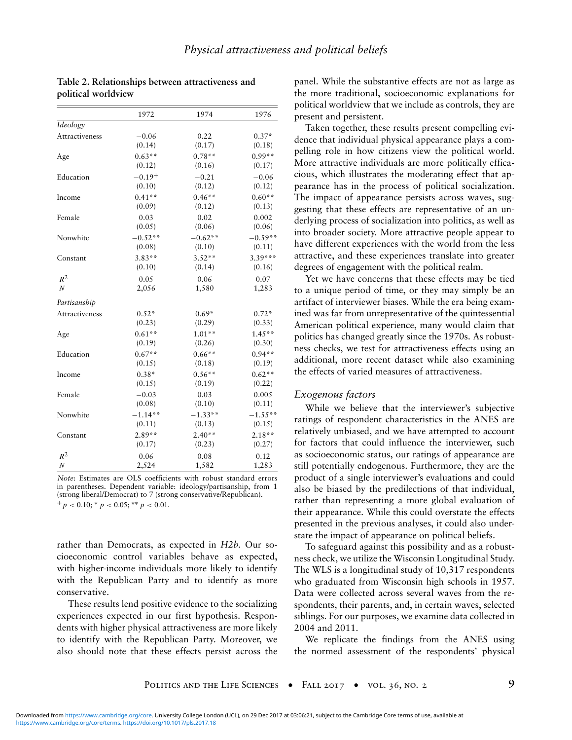**Table 2. Relationships between attractiveness and political worldview**

| | 1972 | 1974 | 1976 |
|---|---|---|---|
| *Ideology* | | | |
| Attractiveness | −0.06 | 0.22 | 0.37* |
| | (0.14) | (0.17) | (0.18) |
| Age | 0.63** | 0.78** | 0.99** |
| | (0.12) | (0.16) | (0.17) |
| Education | −0.19+ | −0.21 | −0.06 |
| | (0.10) | (0.12) | (0.12) |
| Income | 0.41** | 0.46** | 0.60** |
| | (0.09) | (0.12) | (0.13) |
| Female | 0.03 | 0.02 | 0.002 |
| | (0.05) | (0.06) | (0.06) |
| Nonwhite | −0.52** | −0.62** | −0.59** |
| | (0.08) | (0.10) | (0.11) |
| Constant | 3.83** | 3.52** | 3.39*** |
| | (0.10) | (0.14) | (0.16) |
| $R^2$ | 0.05 | 0.06 | 0.07 |
| $N$ | 2,056 | 1,580 | 1,283 |
| *Partisanship* | | | |
| Attractiveness | 0.52* | 0.69* | 0.72* |
| | (0.23) | (0.29) | (0.33) |
| Age | 0.61** | 1.01** | 1.45** |
| | (0.19) | (0.26) | (0.30) |
| Education | 0.67** | 0.66** | 0.94** |
| | (0.15) | (0.18) | (0.19) |
| Income | 0.38* | 0.56** | 0.62** |
| | (0.15) | (0.19) | (0.22) |
| Female | −0.03 | 0.03 | 0.005 |
| | (0.08) | (0.10) | (0.11) |
| Nonwhite | −1.14** | −1.33** | −1.55** |
| | (0.11) | (0.13) | (0.15) |
| Constant | 2.89** | 2.40** | 2.18** |
| | (0.17) | (0.23) | (0.27) |
| $R^2$ | 0.06 | 0.08 | 0.12 |
| $N$ | 2,524 | 1,582 | 1,283 |

*Note*: Estimates are OLS coefficients with robust standard errors in parentheses. Dependent variable: ideology/partisanship, from 1 (strong liberal/Democrat) to 7 (strong conservative/Republican).
$^+ p < 0.10$; $^* p < 0.05$; $^{**} p < 0.01$.

rather than Democrats, as expected in *H2b*. Our socioeconomic control variables behave as expected, with higher-income individuals more likely to identify with the Republican Party and to identify as more conservative.

These results lend positive evidence to the socializing experiences expected in our first hypothesis. Respondents with higher physical attractiveness are more likely to identify with the Republican Party. Moreover, we also should note that these effects persist across the panel. While the substantive effects are not as large as the more traditional, socioeconomic explanations for political worldview that we include as controls, they are present and persistent.

Taken together, these results present compelling evidence that individual physical appearance plays a compelling role in how citizens view the political world. More attractive individuals are more politically efficacious, which illustrates the moderating effect that appearance has in the process of political socialization. The impact of appearance persists across waves, suggesting that these effects are representative of an underlying process of socialization into politics, as well as into broader society. More attractive people appear to have different experiences with the world from the less attractive, and these experiences translate into greater degrees of engagement with the political realm.

Yet we have concerns that these effects may be tied to a unique period of time, or they may simply be an artifact of interviewer biases. While the era being examined was far from unrepresentative of the quintessential American political experience, many would claim that politics has changed greatly since the 1970s. As robustness checks, we test for attractiveness effects using an additional, more recent dataset while also examining the effects of varied measures of attractiveness.

### *Exogenous factors*

While we believe that the interviewer's subjective ratings of respondent characteristics in the ANES are relatively unbiased, and we have attempted to account for factors that could influence the interviewer, such as socioeconomic status, our ratings of appearance are still potentially endogenous. Furthermore, they are the product of a single interviewer's evaluations and could also be biased by the predilections of that individual, rather than representing a more global evaluation of their appearance. While this could overstate the effects presented in the previous analyses, it could also understate the impact of appearance on political beliefs.

To safeguard against this possibility and as a robustness check, we utilize the Wisconsin Longitudinal Study. The WLS is a longitudinal study of 10,317 respondents who graduated from Wisconsin high schools in 1957. Data were collected across several waves from the respondents, their parents, and, in certain waves, selected siblings. For our purposes, we examine data collected in 2004 and 2011.

We replicate the findings from the ANES using the normed assessment of the respondents' physical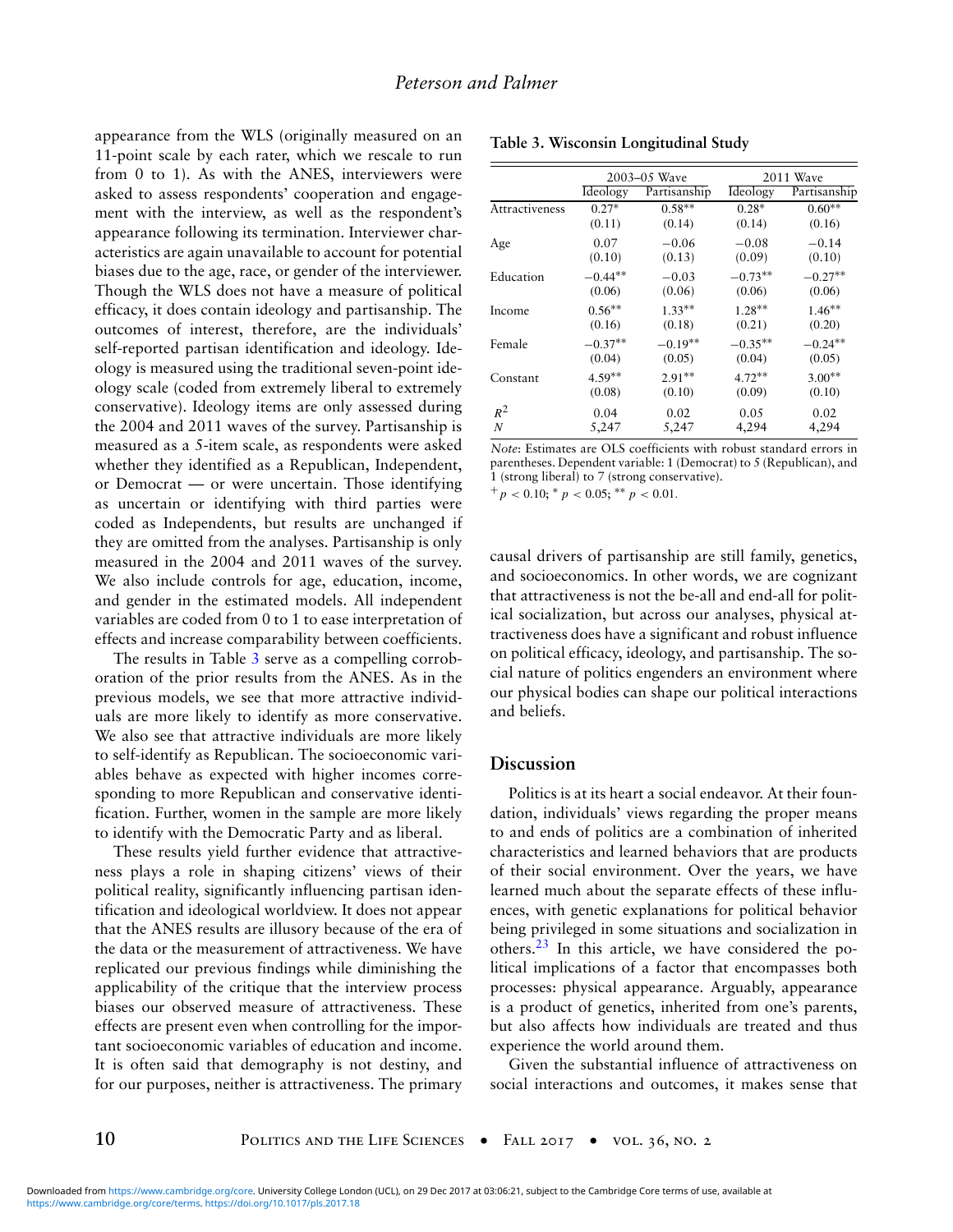appearance from the WLS (originally measured on an 11-point scale by each rater, which we rescale to run from 0 to 1). As with the ANES, interviewers were asked to assess respondents' cooperation and engagement with the interview, as well as the respondent's appearance following its termination. Interviewer characteristics are again unavailable to account for potential biases due to the age, race, or gender of the interviewer. Though the WLS does not have a measure of political efficacy, it does contain ideology and partisanship. The outcomes of interest, therefore, are the individuals' self-reported partisan identification and ideology. Ideology is measured using the traditional seven-point ideology scale (coded from extremely liberal to extremely conservative). Ideology items are only assessed during the 2004 and 2011 waves of the survey. Partisanship is measured as a 5-item scale, as respondents were asked whether they identified as a Republican, Independent, or Democrat — or were uncertain. Those identifying as uncertain or identifying with third parties were coded as Independents, but results are unchanged if they are omitted from the analyses. Partisanship is only measured in the 2004 and 2011 waves of the survey. We also include controls for age, education, income, and gender in the estimated models. All independent variables are coded from 0 to 1 to ease interpretation of effects and increase comparability between coefficients.

The results in Table 3 serve as a compelling corroboration of the prior results from the ANES. As in the previous models, we see that more attractive individuals are more likely to identify as more conservative. We also see that attractive individuals are more likely to self-identify as Republican. The socioeconomic variables behave as expected with higher incomes corresponding to more Republican and conservative identification. Further, women in the sample are more likely to identify with the Democratic Party and as liberal.

These results yield further evidence that attractiveness plays a role in shaping citizens' views of their political reality, significantly influencing partisan identification and ideological worldview. It does not appear that the ANES results are illusory because of the era of the data or the measurement of attractiveness. We have replicated our previous findings while diminishing the applicability of the critique that the interview process biases our observed measure of attractiveness. These effects are present even when controlling for the important socioeconomic variables of education and income. It is often said that demography is not destiny, and for our purposes, neither is attractiveness. The primary causal drivers of partisanship are still family, genetics, and socioeconomics. In other words, we are cognizant that attractiveness is not the be-all and end-all for political socialization, but across our analyses, physical attractiveness does have a significant and robust influence on political efficacy, ideology, and partisanship. The social nature of politics engenders an environment where our physical bodies can shape our political interactions and beliefs.

**Table 3. Wisconsin Longitudinal Study**

| | 2003–05 Wave | | 2011 Wave | |
|---|---|---|---|---|
| | Ideology | Partisanship | Ideology | Partisanship |
| Attractiveness | 0.27* | 0.58** | 0.28* | 0.60** |
| | (0.11) | (0.14) | (0.14) | (0.16) |
| Age | 0.07 | −0.06 | −0.08 | −0.14 |
| | (0.10) | (0.13) | (0.09) | (0.10) |
| Education | −0.44** | −0.03 | −0.73** | −0.27** |
| | (0.06) | (0.06) | (0.06) | (0.06) |
| Income | 0.56** | 1.33** | 1.28** | 1.46** |
| | (0.16) | (0.18) | (0.21) | (0.20) |
| Female | −0.37** | −0.19** | −0.35** | −0.24** |
| | (0.04) | (0.05) | (0.04) | (0.05) |
| Constant | 4.59** | 2.91** | 4.72** | 3.00** |
| | (0.08) | (0.10) | (0.09) | (0.10) |
| $R^2$ | 0.04 | 0.02 | 0.05 | 0.02 |
| $N$ | 5,247 | 5,247 | 4,294 | 4,294 |

*Note*: Estimates are OLS coefficients with robust standard errors in parentheses. Dependent variable: 1 (Democrat) to 5 (Republican), and 1 (strong liberal) to 7 (strong conservative).
$^{+} p < 0.10$; $^{*} p < 0.05$; $^{**} p < 0.01$.

## Discussion

Politics is at its heart a social endeavor. At their foundation, individuals' views regarding the proper means to and ends of politics are a combination of inherited characteristics and learned behaviors that are products of their social environment. Over the years, we have learned much about the separate effects of these influences, with genetic explanations for political behavior being privileged in some situations and socialization in others.[23] In this article, we have considered the political implications of a factor that encompasses both processes: physical appearance. Arguably, appearance is a product of genetics, inherited from one's parents, but also affects how individuals are treated and thus experience the world around them.

Given the substantial influence of attractiveness on social interactions and outcomes, it makes sense that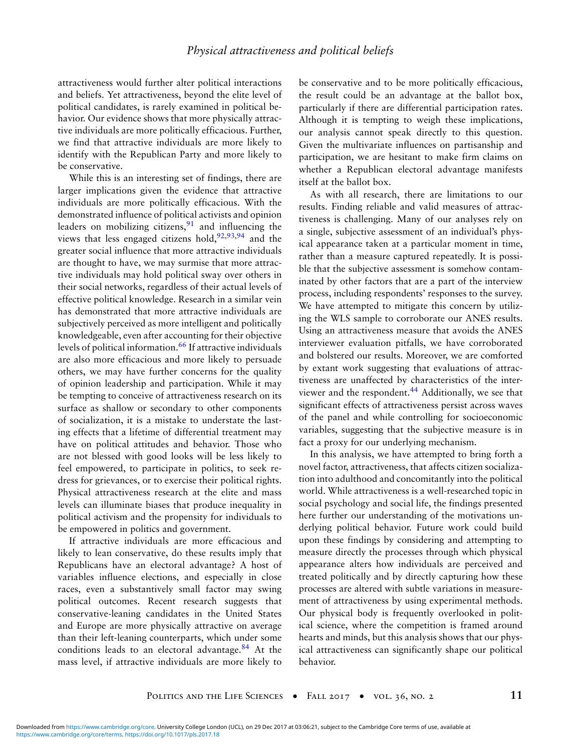attractiveness would further alter political interactions and beliefs. Yet attractiveness, beyond the elite level of political candidates, is rarely examined in political behavior. Our evidence shows that more physically attractive individuals are more politically efficacious. Further, we find that attractive individuals are more likely to identify with the Republican Party and more likely to be conservative.

While this is an interesting set of findings, there are larger implications given the evidence that attractive individuals are more politically efficacious. With the demonstrated influence of political activists and opinion leaders on mobilizing citizens,[91] and influencing the views that less engaged citizens hold,[92,93,94] and the greater social influence that more attractive individuals are thought to have, we may surmise that more attractive individuals may hold political sway over others in their social networks, regardless of their actual levels of effective political knowledge. Research in a similar vein has demonstrated that more attractive individuals are subjectively perceived as more intelligent and politically knowledgeable, even after accounting for their objective levels of political information.[66] If attractive individuals are also more efficacious and more likely to persuade others, we may have further concerns for the quality of opinion leadership and participation. While it may be tempting to conceive of attractiveness research on its surface as shallow or secondary to other components of socialization, it is a mistake to understate the lasting effects that a lifetime of differential treatment may have on political attitudes and behavior. Those who are not blessed with good looks will be less likely to feel empowered, to participate in politics, to seek redress for grievances, or to exercise their political rights. Physical attractiveness research at the elite and mass levels can illuminate biases that produce inequality in political activism and the propensity for individuals to be empowered in politics and government.

If attractive individuals are more efficacious and likely to lean conservative, do these results imply that Republicans have an electoral advantage? A host of variables influence elections, and especially in close races, even a substantively small factor may swing political outcomes. Recent research suggests that conservative-leaning candidates in the United States and Europe are more physically attractive on average than their left-leaning counterparts, which under some conditions leads to an electoral advantage.[84] At the mass level, if attractive individuals are more likely to be conservative and to be more politically efficacious, the result could be an advantage at the ballot box, particularly if there are differential participation rates. Although it is tempting to weigh these implications, our analysis cannot speak directly to this question. Given the multivariate influences on partisanship and participation, we are hesitant to make firm claims on whether a Republican electoral advantage manifests itself at the ballot box.

As with all research, there are limitations to our results. Finding reliable and valid measures of attractiveness is challenging. Many of our analyses rely on a single, subjective assessment of an individual's physical appearance taken at a particular moment in time, rather than a measure captured repeatedly. It is possible that the subjective assessment is somehow contaminated by other factors that are a part of the interview process, including respondents' responses to the survey. We have attempted to mitigate this concern by utilizing the WLS sample to corroborate our ANES results. Using an attractiveness measure that avoids the ANES interviewer evaluation pitfalls, we have corroborated and bolstered our results. Moreover, we are comforted by extant work suggesting that evaluations of attractiveness are unaffected by characteristics of the interviewer and the respondent.[44] Additionally, we see that significant effects of attractiveness persist across waves of the panel and while controlling for socioeconomic variables, suggesting that the subjective measure is in fact a proxy for our underlying mechanism.

In this analysis, we have attempted to bring forth a novel factor, attractiveness, that affects citizen socialization into adulthood and concomitantly into the political world. While attractiveness is a well-researched topic in social psychology and social life, the findings presented here further our understanding of the motivations underlying political behavior. Future work could build upon these findings by considering and attempting to measure directly the processes through which physical appearance alters how individuals are perceived and treated politically and by directly capturing how these processes are altered with subtle variations in measurement of attractiveness by using experimental methods. Our physical body is frequently overlooked in political science, where the competition is framed around hearts and minds, but this analysis shows that our physical attractiveness can significantly shape our political behavior.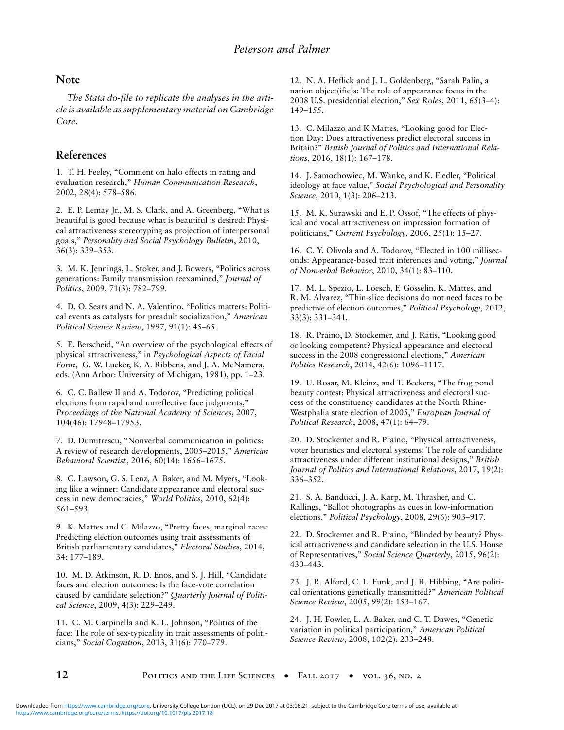## Note

*The Stata do-file to replicate the analyses in the article is available as supplementary material on Cambridge Core.*

## References

1. T. H. Feeley, "Comment on halo effects in rating and evaluation research," *Human Communication Research*, 2002, 28(4): 578–586.

2. E. P. Lemay Jr., M. S. Clark, and A. Greenberg, "What is beautiful is good because what is beautiful is desired: Physical attractiveness stereotyping as projection of interpersonal goals," *Personality and Social Psychology Bulletin*, 2010, 36(3): 339–353.

3. M. K. Jennings, L. Stoker, and J. Bowers, "Politics across generations: Family transmission reexamined," *Journal of Politics*, 2009, 71(3): 782–799.

4. D. O. Sears and N. A. Valentino, "Politics matters: Political events as catalysts for preadult socialization," *American Political Science Review*, 1997, 91(1): 45–65.

5. E. Berscheid, "An overview of the psychological effects of physical attractiveness," in *Psychological Aspects of Facial Form*, G. W. Lucker, K. A. Ribbens, and J. A. McNamera, eds. (Ann Arbor: University of Michigan, 1981), pp. 1–23.

6. C. C. Ballew II and A. Todorov, "Predicting political elections from rapid and unreflective face judgments," *Proceedings of the National Academy of Sciences*, 2007, 104(46): 17948–17953.

7. D. Dumitrescu, "Nonverbal communication in politics: A review of research developments, 2005–2015," *American Behavioral Scientist*, 2016, 60(14): 1656–1675.

8. C. Lawson, G. S. Lenz, A. Baker, and M. Myers, "Looking like a winner: Candidate appearance and electoral success in new democracies," *World Politics*, 2010, 62(4): 561–593.

9. K. Mattes and C. Milazzo, "Pretty faces, marginal races: Predicting election outcomes using trait assessments of British parliamentary candidates," *Electoral Studies*, 2014, 34: 177–189.

10. M. D. Atkinson, R. D. Enos, and S. J. Hill, "Candidate faces and election outcomes: Is the face-vote correlation caused by candidate selection?" *Quarterly Journal of Political Science*, 2009, 4(3): 229–249.

11. C. M. Carpinella and K. L. Johnson, "Politics of the face: The role of sex-typicality in trait assessments of politicians," *Social Cognition*, 2013, 31(6): 770–779.

12. N. A. Heflick and J. L. Goldenberg, "Sarah Palin, a nation object(ifie)s: The role of appearance focus in the 2008 U.S. presidential election," *Sex Roles*, 2011, 65(3–4): 149–155.

13. C. Milazzo and K Mattes, "Looking good for Election Day: Does attractiveness predict electoral success in Britain?" *British Journal of Politics and International Relations*, 2016, 18(1): 167–178.

14. J. Samochowiec, M. Wänke, and K. Fiedler, "Political ideology at face value," *Social Psychological and Personality Science*, 2010, 1(3): 206–213.

15. M. K. Surawski and E. P. Ossof, "The effects of physical and vocal attractiveness on impression formation of politicians," *Current Psychology*, 2006, 25(1): 15–27.

16. C. Y. Olivola and A. Todorov, "Elected in 100 milliseconds: Appearance-based trait inferences and voting," *Journal of Nonverbal Behavior*, 2010, 34(1): 83–110.

17. M. L. Spezio, L. Loesch, F. Gosselin, K. Mattes, and R. M. Alvarez, "Thin-slice decisions do not need faces to be predictive of election outcomes," *Political Psychology*, 2012, 33(3): 331–341.

18. R. Praino, D. Stockemer, and J. Ratis, "Looking good or looking competent? Physical appearance and electoral success in the 2008 congressional elections," *American Politics Research*, 2014, 42(6): 1096–1117.

19. U. Rosar, M. Kleinz, and T. Beckers, "The frog pond beauty contest: Physical attractiveness and electoral success of the constituency candidates at the North Rhine-Westphalia state election of 2005," *European Journal of Political Research*, 2008, 47(1): 64–79.

20. D. Stockemer and R. Praino, "Physical attractiveness, voter heuristics and electoral systems: The role of candidate attractiveness under different institutional designs," *British Journal of Politics and International Relations*, 2017, 19(2): 336–352.

21. S. A. Banducci, J. A. Karp, M. Thrasher, and C. Rallings, "Ballot photographs as cues in low-information elections," *Political Psychology*, 2008, 29(6): 903–917.

22. D. Stockemer and R. Praino, "Blinded by beauty? Physical attractiveness and candidate selection in the U.S. House of Representatives," *Social Science Quarterly*, 2015, 96(2): 430–443.

23. J. R. Alford, C. L. Funk, and J. R. Hibbing, "Are political orientations genetically transmitted?" *American Political Science Review*, 2005, 99(2): 153–167.

24. J. H. Fowler, L. A. Baker, and C. T. Dawes, "Genetic variation in political participation," *American Political Science Review*, 2008, 102(2): 233–248.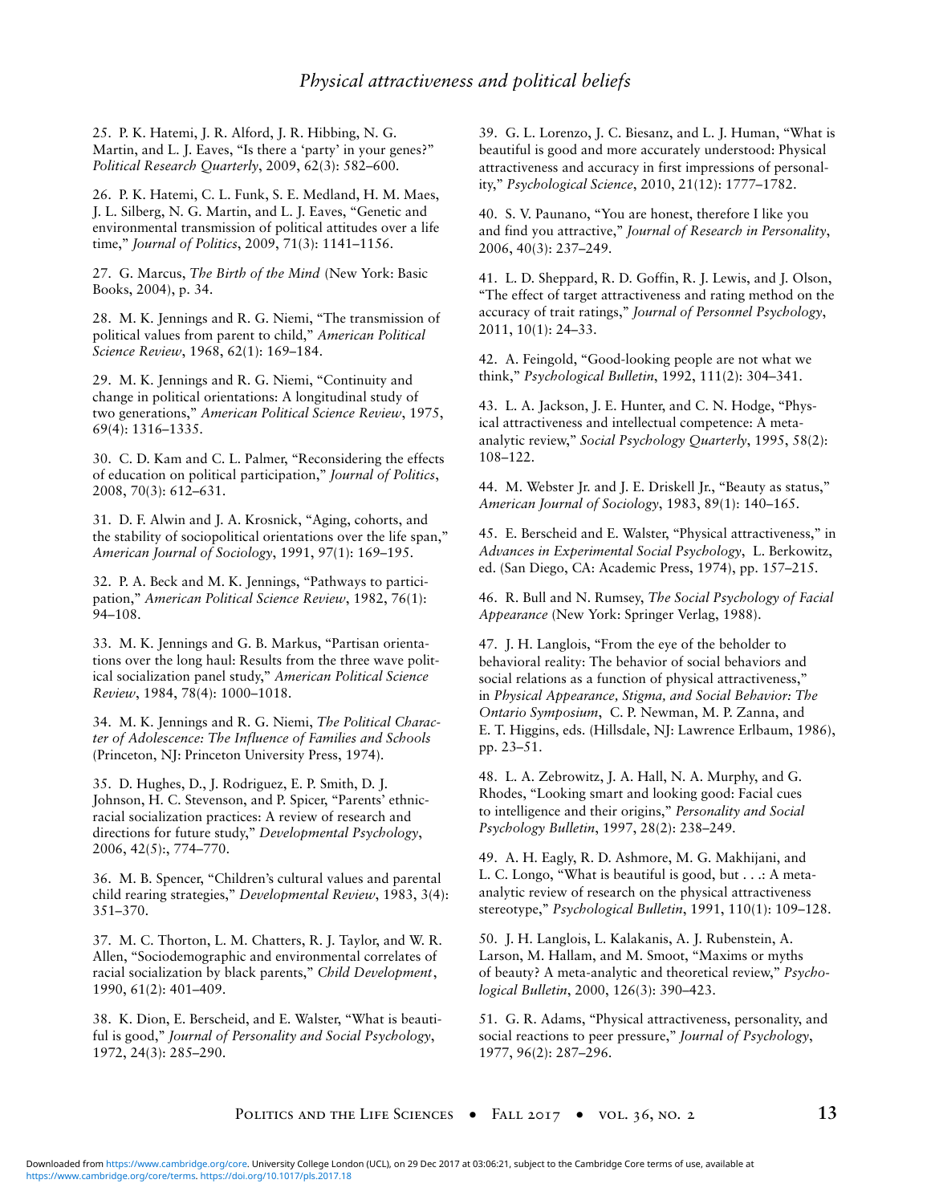25. P. K. Hatemi, J. R. Alford, J. R. Hibbing, N. G. Martin, and L. J. Eaves, "Is there a 'party' in your genes?" *Political Research Quarterly*, 2009, 62(3): 582–600.

26. P. K. Hatemi, C. L. Funk, S. E. Medland, H. M. Maes, J. L. Silberg, N. G. Martin, and L. J. Eaves, "Genetic and environmental transmission of political attitudes over a life time," *Journal of Politics*, 2009, 71(3): 1141–1156.

27. G. Marcus, *The Birth of the Mind* (New York: Basic Books, 2004), p. 34.

28. M. K. Jennings and R. G. Niemi, "The transmission of political values from parent to child," *American Political Science Review*, 1968, 62(1): 169–184.

29. M. K. Jennings and R. G. Niemi, "Continuity and change in political orientations: A longitudinal study of two generations," *American Political Science Review*, 1975, 69(4): 1316–1335.

30. C. D. Kam and C. L. Palmer, "Reconsidering the effects of education on political participation," *Journal of Politics*, 2008, 70(3): 612–631.

31. D. F. Alwin and J. A. Krosnick, "Aging, cohorts, and the stability of sociopolitical orientations over the life span," *American Journal of Sociology*, 1991, 97(1): 169–195.

32. P. A. Beck and M. K. Jennings, "Pathways to participation," *American Political Science Review*, 1982, 76(1): 94–108.

33. M. K. Jennings and G. B. Markus, "Partisan orientations over the long haul: Results from the three wave political socialization panel study," *American Political Science Review*, 1984, 78(4): 1000–1018.

34. M. K. Jennings and R. G. Niemi, *The Political Character of Adolescence: The Influence of Families and Schools* (Princeton, NJ: Princeton University Press, 1974).

35. D. Hughes, D., J. Rodriguez, E. P. Smith, D. J. Johnson, H. C. Stevenson, and P. Spicer, "Parents' ethnic-racial socialization practices: A review of research and directions for future study," *Developmental Psychology*, 2006, 42(5):, 774–770.

36. M. B. Spencer, "Children's cultural values and parental child rearing strategies," *Developmental Review*, 1983, 3(4): 351–370.

37. M. C. Thorton, L. M. Chatters, R. J. Taylor, and W. R. Allen, "Sociodemographic and environmental correlates of racial socialization by black parents," *Child Development*, 1990, 61(2): 401–409.

38. K. Dion, E. Berscheid, and E. Walster, "What is beautiful is good," *Journal of Personality and Social Psychology*, 1972, 24(3): 285–290.

39. G. L. Lorenzo, J. C. Biesanz, and L. J. Human, "What is beautiful is good and more accurately understood: Physical attractiveness and accuracy in first impressions of personality," *Psychological Science*, 2010, 21(12): 1777–1782.

40. S. V. Paunano, "You are honest, therefore I like you and find you attractive," *Journal of Research in Personality*, 2006, 40(3): 237–249.

41. L. D. Sheppard, R. D. Goffin, R. J. Lewis, and J. Olson, "The effect of target attractiveness and rating method on the accuracy of trait ratings," *Journal of Personnel Psychology*, 2011, 10(1): 24–33.

42. A. Feingold, "Good-looking people are not what we think," *Psychological Bulletin*, 1992, 111(2): 304–341.

43. L. A. Jackson, J. E. Hunter, and C. N. Hodge, "Physical attractiveness and intellectual competence: A meta-analytic review," *Social Psychology Quarterly*, 1995, 58(2): 108–122.

44. M. Webster Jr. and J. E. Driskell Jr., "Beauty as status," *American Journal of Sociology*, 1983, 89(1): 140–165.

45. E. Berscheid and E. Walster, "Physical attractiveness," in *Advances in Experimental Social Psychology*, L. Berkowitz, ed. (San Diego, CA: Academic Press, 1974), pp. 157–215.

46. R. Bull and N. Rumsey, *The Social Psychology of Facial Appearance* (New York: Springer Verlag, 1988).

47. J. H. Langlois, "From the eye of the beholder to behavioral reality: The behavior of social behaviors and social relations as a function of physical attractiveness," in *Physical Appearance, Stigma, and Social Behavior: The Ontario Symposium*, C. P. Newman, M. P. Zanna, and E. T. Higgins, eds. (Hillsdale, NJ: Lawrence Erlbaum, 1986), pp. 23–51.

48. L. A. Zebrowitz, J. A. Hall, N. A. Murphy, and G. Rhodes, "Looking smart and looking good: Facial cues to intelligence and their origins," *Personality and Social Psychology Bulletin*, 1997, 28(2): 238–249.

49. A. H. Eagly, R. D. Ashmore, M. G. Makhijani, and L. C. Longo, "What is beautiful is good, but . . .: A meta-analytic review of research on the physical attractiveness stereotype," *Psychological Bulletin*, 1991, 110(1): 109–128.

50. J. H. Langlois, L. Kalakanis, A. J. Rubenstein, A. Larson, M. Hallam, and M. Smoot, "Maxims or myths of beauty? A meta-analytic and theoretical review," *Psychological Bulletin*, 2000, 126(3): 390–423.

51. G. R. Adams, "Physical attractiveness, personality, and social reactions to peer pressure," *Journal of Psychology*, 1977, 96(2): 287–296.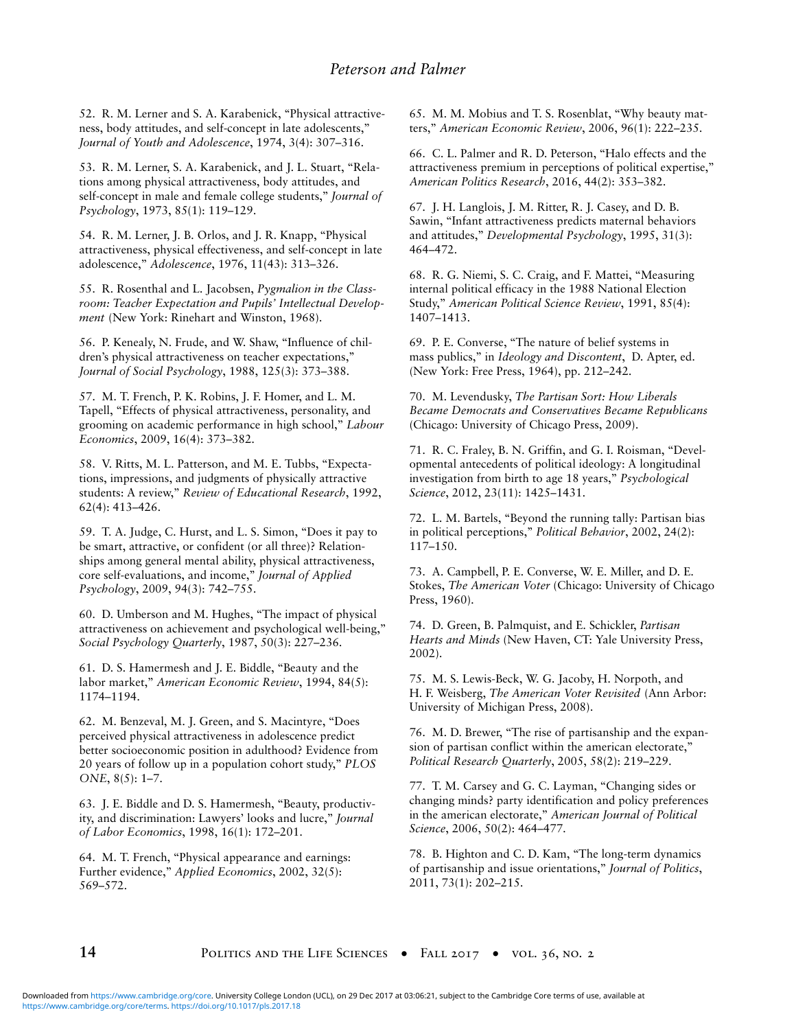52. R. M. Lerner and S. A. Karabenick, "Physical attractiveness, body attitudes, and self-concept in late adolescents," *Journal of Youth and Adolescence*, 1974, 3(4): 307–316.

53. R. M. Lerner, S. A. Karabenick, and J. L. Stuart, "Relations among physical attractiveness, body attitudes, and self-concept in male and female college students," *Journal of Psychology*, 1973, 85(1): 119–129.

54. R. M. Lerner, J. B. Orlos, and J. R. Knapp, "Physical attractiveness, physical effectiveness, and self-concept in late adolescence," *Adolescence*, 1976, 11(43): 313–326.

55. R. Rosenthal and L. Jacobsen, *Pygmalion in the Classroom: Teacher Expectation and Pupils' Intellectual Development* (New York: Rinehart and Winston, 1968).

56. P. Kenealy, N. Frude, and W. Shaw, "Influence of children's physical attractiveness on teacher expectations," *Journal of Social Psychology*, 1988, 125(3): 373–388.

57. M. T. French, P. K. Robins, J. F. Homer, and L. M. Tapell, "Effects of physical attractiveness, personality, and grooming on academic performance in high school," *Labour Economics*, 2009, 16(4): 373–382.

58. V. Ritts, M. L. Patterson, and M. E. Tubbs, "Expectations, impressions, and judgments of physically attractive students: A review," *Review of Educational Research*, 1992, 62(4): 413–426.

59. T. A. Judge, C. Hurst, and L. S. Simon, "Does it pay to be smart, attractive, or confident (or all three)? Relationships among general mental ability, physical attractiveness, core self-evaluations, and income," *Journal of Applied Psychology*, 2009, 94(3): 742–755.

60. D. Umberson and M. Hughes, "The impact of physical attractiveness on achievement and psychological well-being," *Social Psychology Quarterly*, 1987, 50(3): 227–236.

61. D. S. Hamermesh and J. E. Biddle, "Beauty and the labor market," *American Economic Review*, 1994, 84(5): 1174–1194.

62. M. Benzeval, M. J. Green, and S. Macintyre, "Does perceived physical attractiveness in adolescence predict better socioeconomic position in adulthood? Evidence from 20 years of follow up in a population cohort study," *PLOS ONE*, 8(5): 1–7.

63. J. E. Biddle and D. S. Hamermesh, "Beauty, productivity, and discrimination: Lawyers' looks and lucre," *Journal of Labor Economics*, 1998, 16(1): 172–201.

64. M. T. French, "Physical appearance and earnings: Further evidence," *Applied Economics*, 2002, 32(5): 569–572.

65. M. M. Mobius and T. S. Rosenblat, "Why beauty matters," *American Economic Review*, 2006, 96(1): 222–235.

66. C. L. Palmer and R. D. Peterson, "Halo effects and the attractiveness premium in perceptions of political expertise," *American Politics Research*, 2016, 44(2): 353–382.

67. J. H. Langlois, J. M. Ritter, R. J. Casey, and D. B. Sawin, "Infant attractiveness predicts maternal behaviors and attitudes," *Developmental Psychology*, 1995, 31(3): 464–472.

68. R. G. Niemi, S. C. Craig, and F. Mattei, "Measuring internal political efficacy in the 1988 National Election Study," *American Political Science Review*, 1991, 85(4): 1407–1413.

69. P. E. Converse, "The nature of belief systems in mass publics," in *Ideology and Discontent*, D. Apter, ed. (New York: Free Press, 1964), pp. 212–242.

70. M. Levendusky, *The Partisan Sort: How Liberals Became Democrats and Conservatives Became Republicans* (Chicago: University of Chicago Press, 2009).

71. R. C. Fraley, B. N. Griffin, and G. I. Roisman, "Developmental antecedents of political ideology: A longitudinal investigation from birth to age 18 years," *Psychological Science*, 2012, 23(11): 1425–1431.

72. L. M. Bartels, "Beyond the running tally: Partisan bias in political perceptions," *Political Behavior*, 2002, 24(2): 117–150.

73. A. Campbell, P. E. Converse, W. E. Miller, and D. E. Stokes, *The American Voter* (Chicago: University of Chicago Press, 1960).

74. D. Green, B. Palmquist, and E. Schickler, *Partisan Hearts and Minds* (New Haven, CT: Yale University Press, 2002).

75. M. S. Lewis-Beck, W. G. Jacoby, H. Norpoth, and H. F. Weisberg, *The American Voter Revisited* (Ann Arbor: University of Michigan Press, 2008).

76. M. D. Brewer, "The rise of partisanship and the expansion of partisan conflict within the american electorate," *Political Research Quarterly*, 2005, 58(2): 219–229.

77. T. M. Carsey and G. C. Layman, "Changing sides or changing minds? party identification and policy preferences in the american electorate," *American Journal of Political Science*, 2006, 50(2): 464–477.

78. B. Highton and C. D. Kam, "The long-term dynamics of partisanship and issue orientations," *Journal of Politics*, 2011, 73(1): 202–215.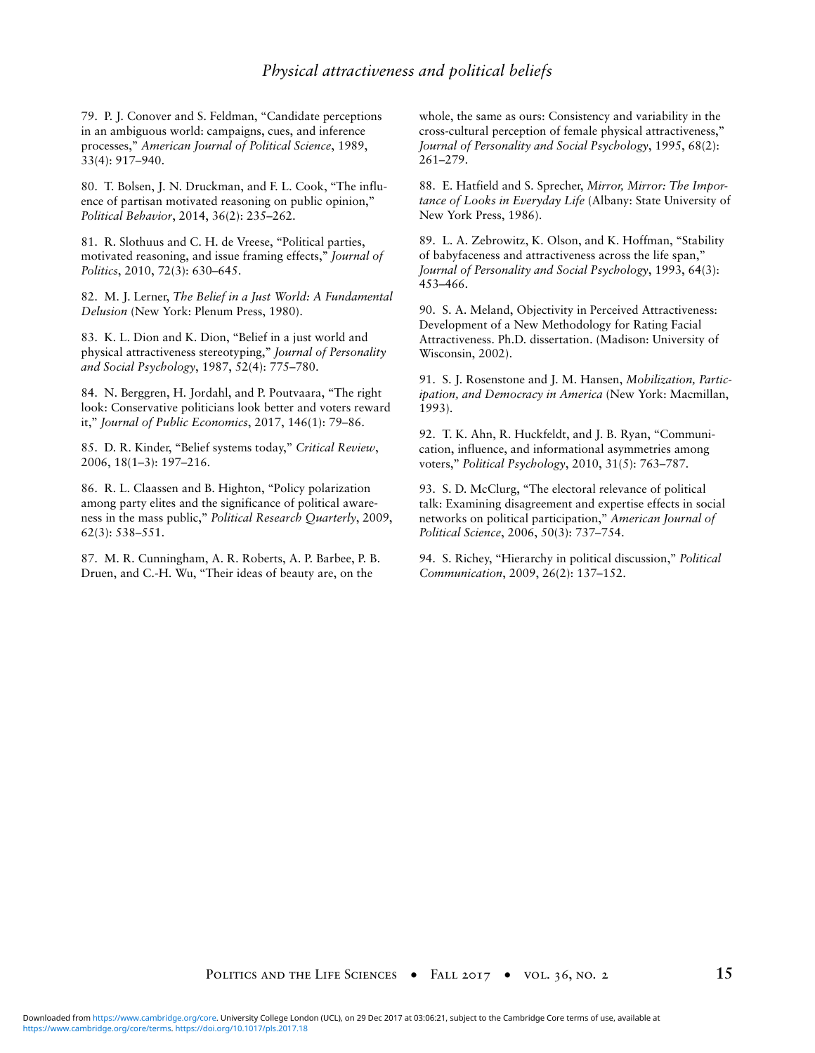79. P. J. Conover and S. Feldman, "Candidate perceptions in an ambiguous world: campaigns, cues, and inference processes," *American Journal of Political Science*, 1989, 33(4): 917–940.

80. T. Bolsen, J. N. Druckman, and F. L. Cook, "The influence of partisan motivated reasoning on public opinion," *Political Behavior*, 2014, 36(2): 235–262.

81. R. Slothuus and C. H. de Vreese, "Political parties, motivated reasoning, and issue framing effects," *Journal of Politics*, 2010, 72(3): 630–645.

82. M. J. Lerner, *The Belief in a Just World: A Fundamental Delusion* (New York: Plenum Press, 1980).

83. K. L. Dion and K. Dion, "Belief in a just world and physical attractiveness stereotyping," *Journal of Personality and Social Psychology*, 1987, 52(4): 775–780.

84. N. Berggren, H. Jordahl, and P. Poutvaara, "The right look: Conservative politicians look better and voters reward it," *Journal of Public Economics*, 2017, 146(1): 79–86.

85. D. R. Kinder, "Belief systems today," *Critical Review*, 2006, 18(1–3): 197–216.

86. R. L. Claassen and B. Highton, "Policy polarization among party elites and the significance of political awareness in the mass public," *Political Research Quarterly*, 2009, 62(3): 538–551.

87. M. R. Cunningham, A. R. Roberts, A. P. Barbee, P. B. Druen, and C.-H. Wu, "Their ideas of beauty are, on the whole, the same as ours: Consistency and variability in the cross-cultural perception of female physical attractiveness," *Journal of Personality and Social Psychology*, 1995, 68(2): 261–279.

88. E. Hatfield and S. Sprecher, *Mirror, Mirror: The Importance of Looks in Everyday Life* (Albany: State University of New York Press, 1986).

89. L. A. Zebrowitz, K. Olson, and K. Hoffman, "Stability of babyfaceness and attractiveness across the life span," *Journal of Personality and Social Psychology*, 1993, 64(3): 453–466.

90. S. A. Meland, Objectivity in Perceived Attractiveness: Development of a New Methodology for Rating Facial Attractiveness. Ph.D. dissertation. (Madison: University of Wisconsin, 2002).

91. S. J. Rosenstone and J. M. Hansen, *Mobilization, Participation, and Democracy in America* (New York: Macmillan, 1993).

92. T. K. Ahn, R. Huckfeldt, and J. B. Ryan, "Communication, influence, and informational asymmetries among voters," *Political Psychology*, 2010, 31(5): 763–787.

93. S. D. McClurg, "The electoral relevance of political talk: Examining disagreement and expertise effects in social networks on political participation," *American Journal of Political Science*, 2006, 50(3): 737–754.

94. S. Richey, "Hierarchy in political discussion," *Political Communication*, 2009, 26(2): 137–152.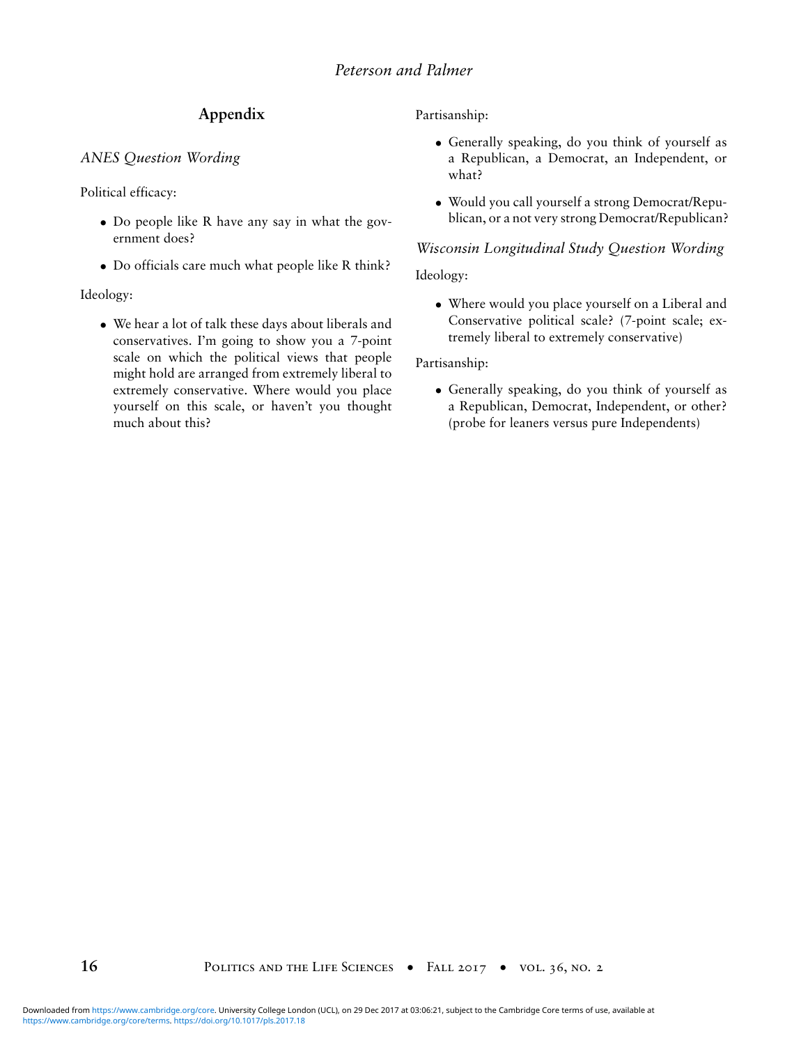## Appendix

### *ANES Question Wording*

Political efficacy:

- Do people like R have any say in what the government does?
- Do officials care much what people like R think?

Ideology:

- We hear a lot of talk these days about liberals and conservatives. I'm going to show you a 7-point scale on which the political views that people might hold are arranged from extremely liberal to extremely conservative. Where would you place yourself on this scale, or haven't you thought much about this?

Partisanship:

- Generally speaking, do you think of yourself as a Republican, a Democrat, an Independent, or what?
- Would you call yourself a strong Democrat/Republican, or a not very strong Democrat/Republican?

### *Wisconsin Longitudinal Study Question Wording*

Ideology:

- Where would you place yourself on a Liberal and Conservative political scale? (7-point scale; extremely liberal to extremely conservative)

Partisanship:

- Generally speaking, do you think of yourself as a Republican, Democrat, Independent, or other? (probe for leaners versus pure Independents)